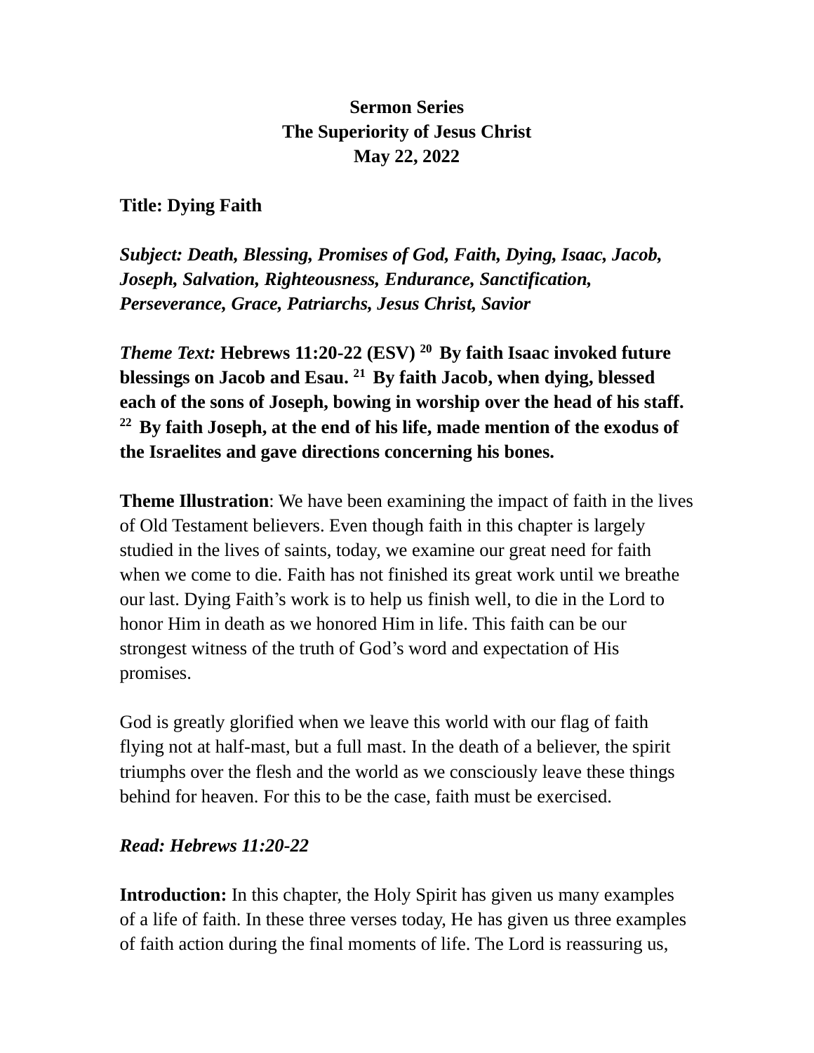**Sermon Series**
**The Superiority of Jesus Christ**
**May 22, 2022**

**Title: Dying Faith**

***Subject: Death, Blessing, Promises of God, Faith, Dying, Isaac, Jacob, Joseph, Salvation, Righteousness, Endurance, Sanctification, Perseverance, Grace, Patriarchs, Jesus Christ, Savior***

***Theme Text:*** **Hebrews 11:20-22 (ESV) [20] By faith Isaac invoked future blessings on Jacob and Esau. [21] By faith Jacob, when dying, blessed each of the sons of Joseph, bowing in worship over the head of his staff. [22] By faith Joseph, at the end of his life, made mention of the exodus of the Israelites and gave directions concerning his bones.**

**Theme Illustration**: We have been examining the impact of faith in the lives of Old Testament believers. Even though faith in this chapter is largely studied in the lives of saints, today, we examine our great need for faith when we come to die. Faith has not finished its great work until we breathe our last. Dying Faith's work is to help us finish well, to die in the Lord to honor Him in death as we honored Him in life. This faith can be our strongest witness of the truth of God's word and expectation of His promises.

God is greatly glorified when we leave this world with our flag of faith flying not at half-mast, but a full mast. In the death of a believer, the spirit triumphs over the flesh and the world as we consciously leave these things behind for heaven. For this to be the case, faith must be exercised.

***Read: Hebrews 11:20-22***

**Introduction:** In this chapter, the Holy Spirit has given us many examples of a life of faith. In these three verses today, He has given us three examples of faith action during the final moments of life. The Lord is reassuring us,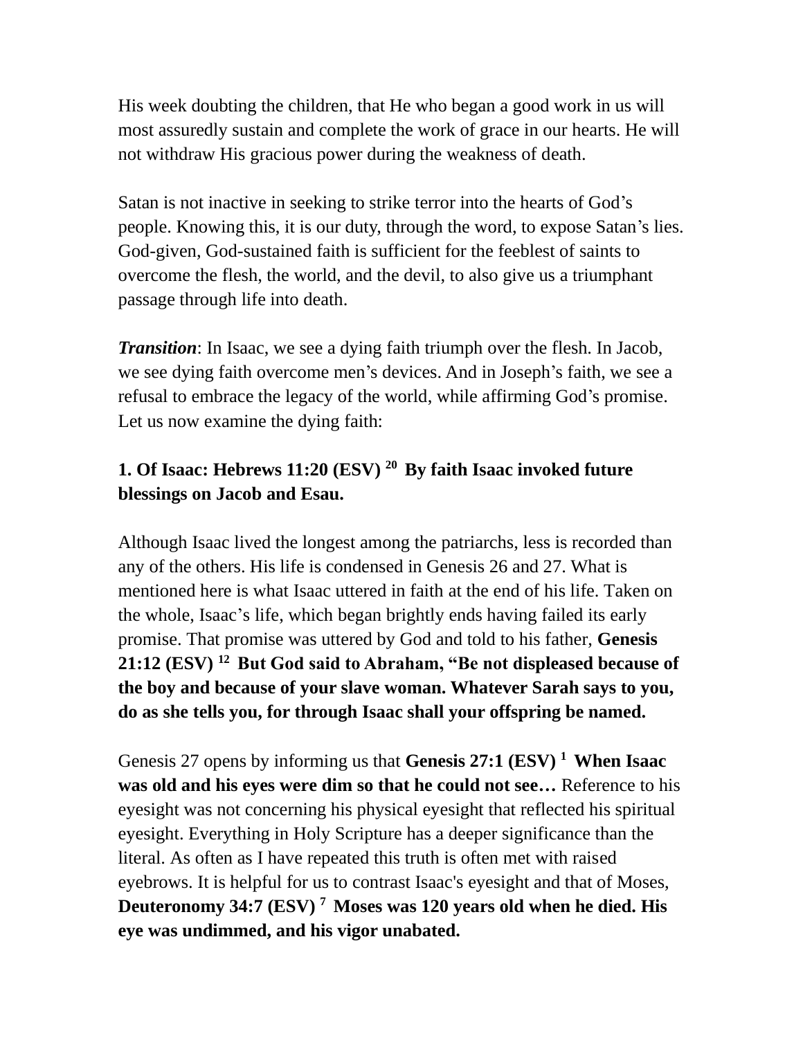His week doubting the children, that He who began a good work in us will most assuredly sustain and complete the work of grace in our hearts. He will not withdraw His gracious power during the weakness of death.

Satan is not inactive in seeking to strike terror into the hearts of God's people. Knowing this, it is our duty, through the word, to expose Satan's lies. God-given, God-sustained faith is sufficient for the feeblest of saints to overcome the flesh, the world, and the devil, to also give us a triumphant passage through life into death.

***Transition***: In Isaac, we see a dying faith triumph over the flesh. In Jacob, we see dying faith overcome men's devices. And in Joseph's faith, we see a refusal to embrace the legacy of the world, while affirming God's promise. Let us now examine the dying faith:

### 1. Of Isaac: Hebrews 11:20 (ESV) [20] By faith Isaac invoked future blessings on Jacob and Esau.

Although Isaac lived the longest among the patriarchs, less is recorded than any of the others. His life is condensed in Genesis 26 and 27. What is mentioned here is what Isaac uttered in faith at the end of his life. Taken on the whole, Isaac's life, which began brightly ends having failed its early promise. That promise was uttered by God and told to his father, **Genesis 21:12 (ESV) [12] But God said to Abraham, "Be not displeased because of the boy and because of your slave woman. Whatever Sarah says to you, do as she tells you, for through Isaac shall your offspring be named.**

Genesis 27 opens by informing us that **Genesis 27:1 (ESV) [1] When Isaac was old and his eyes were dim so that he could not see…** Reference to his eyesight was not concerning his physical eyesight that reflected his spiritual eyesight. Everything in Holy Scripture has a deeper significance than the literal. As often as I have repeated this truth is often met with raised eyebrows. It is helpful for us to contrast Isaac's eyesight and that of Moses, **Deuteronomy 34:7 (ESV) [7] Moses was 120 years old when he died. His eye was undimmed, and his vigor unabated.**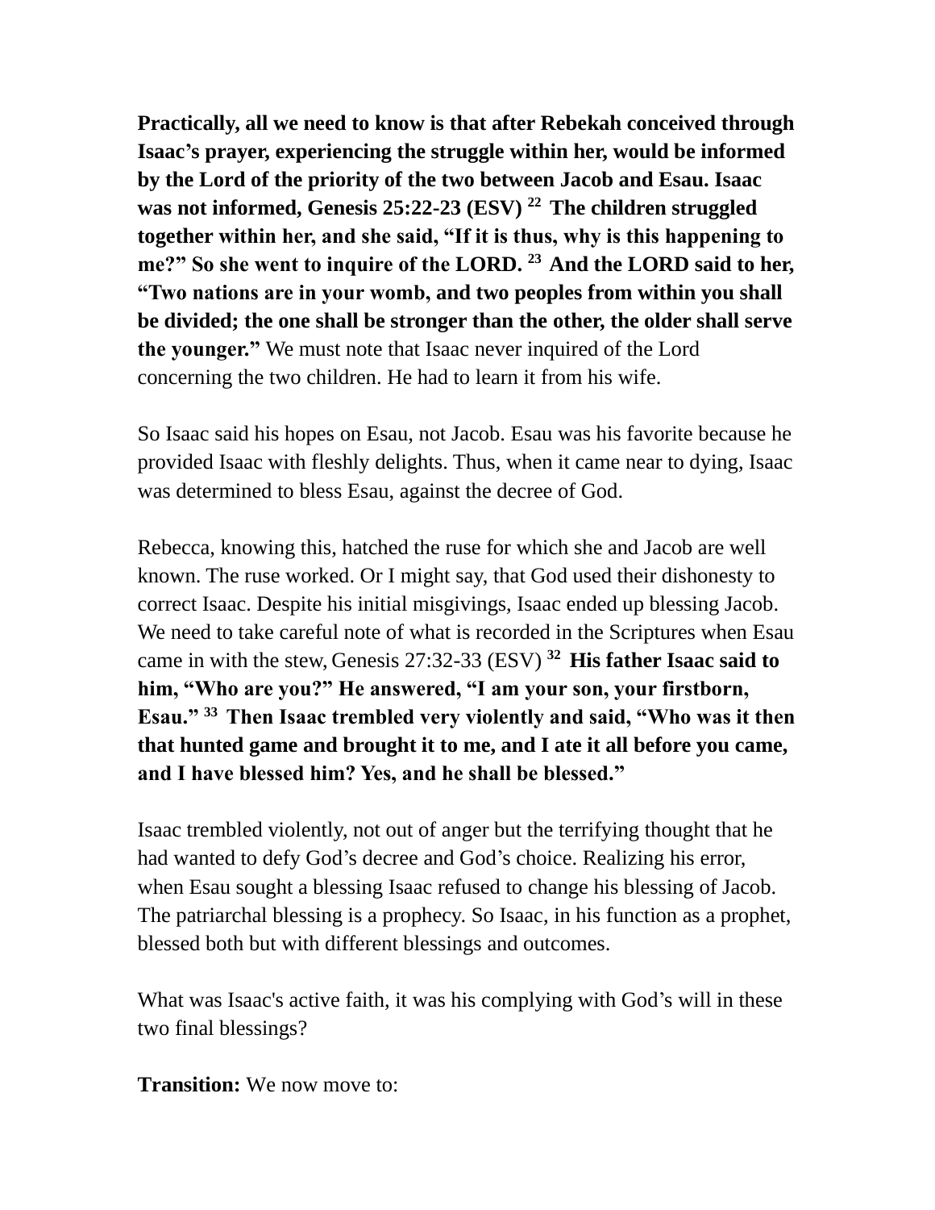**Practically, all we need to know is that after Rebekah conceived through Isaac's prayer, experiencing the struggle within her, would be informed by the Lord of the priority of the two between Jacob and Esau. Isaac was not informed, Genesis 25:22-23 (ESV) [22] The children struggled together within her, and she said, "If it is thus, why is this happening to me?" So she went to inquire of the LORD. [23] And the LORD said to her, "Two nations are in your womb, and two peoples from within you shall be divided; the one shall be stronger than the other, the older shall serve the younger."** We must note that Isaac never inquired of the Lord concerning the two children. He had to learn it from his wife.

So Isaac said his hopes on Esau, not Jacob. Esau was his favorite because he provided Isaac with fleshly delights. Thus, when it came near to dying, Isaac was determined to bless Esau, against the decree of God.

Rebecca, knowing this, hatched the ruse for which she and Jacob are well known. The ruse worked. Or I might say, that God used their dishonesty to correct Isaac. Despite his initial misgivings, Isaac ended up blessing Jacob. We need to take careful note of what is recorded in the Scriptures when Esau came in with the stew, Genesis 27:32-33 (ESV) **[32] His father Isaac said to him, "Who are you?" He answered, "I am your son, your firstborn, Esau." [33] Then Isaac trembled very violently and said, "Who was it then that hunted game and brought it to me, and I ate it all before you came, and I have blessed him? Yes, and he shall be blessed."**

Isaac trembled violently, not out of anger but the terrifying thought that he had wanted to defy God's decree and God's choice. Realizing his error, when Esau sought a blessing Isaac refused to change his blessing of Jacob. The patriarchal blessing is a prophecy. So Isaac, in his function as a prophet, blessed both but with different blessings and outcomes.

What was Isaac's active faith, it was his complying with God's will in these two final blessings?

**Transition:** We now move to: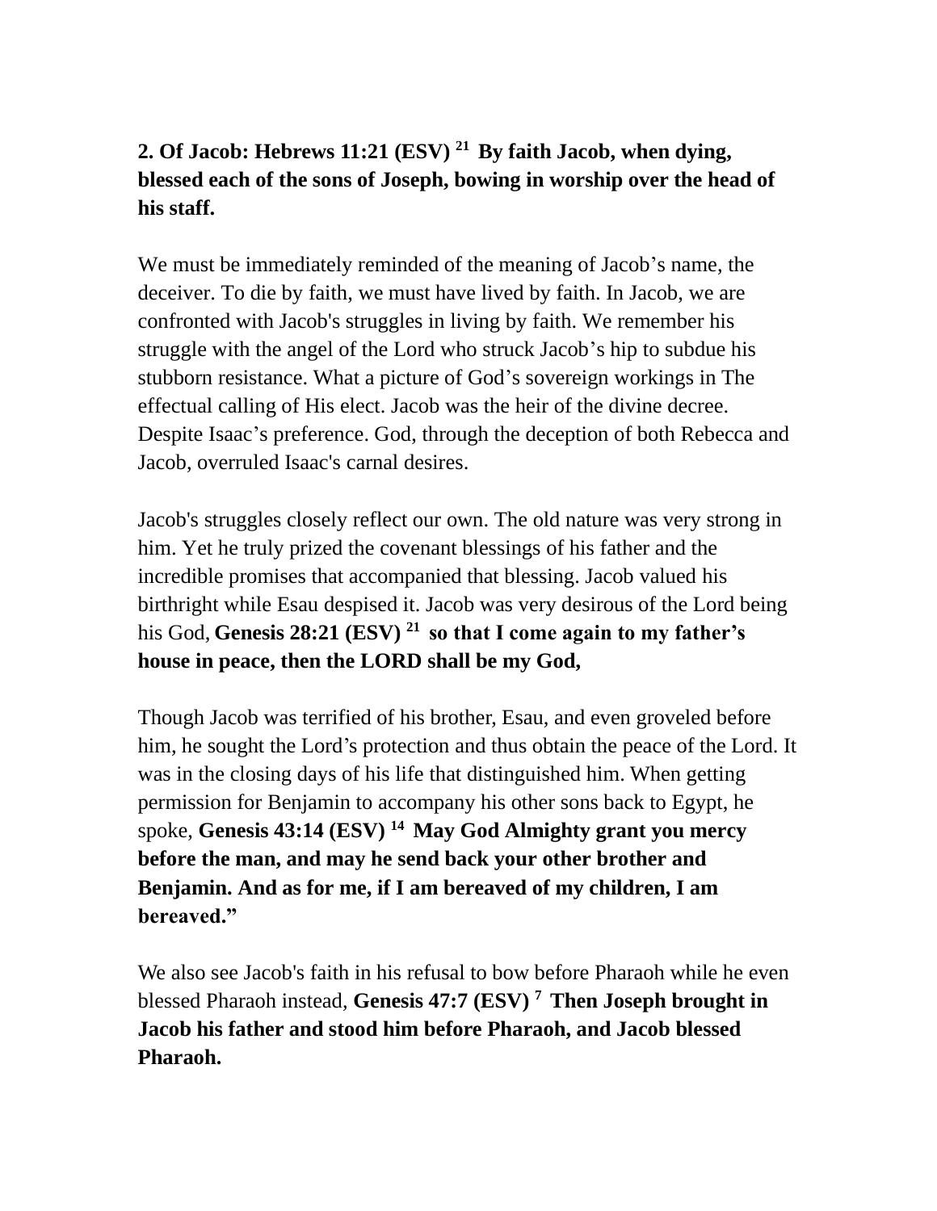**2. Of Jacob: Hebrews 11:21 (ESV) [21] By faith Jacob, when dying, blessed each of the sons of Joseph, bowing in worship over the head of his staff.**

We must be immediately reminded of the meaning of Jacob's name, the deceiver. To die by faith, we must have lived by faith. In Jacob, we are confronted with Jacob's struggles in living by faith. We remember his struggle with the angel of the Lord who struck Jacob's hip to subdue his stubborn resistance. What a picture of God's sovereign workings in The effectual calling of His elect. Jacob was the heir of the divine decree. Despite Isaac's preference. God, through the deception of both Rebecca and Jacob, overruled Isaac's carnal desires.

Jacob's struggles closely reflect our own. The old nature was very strong in him. Yet he truly prized the covenant blessings of his father and the incredible promises that accompanied that blessing. Jacob valued his birthright while Esau despised it. Jacob was very desirous of the Lord being his God, **Genesis 28:21 (ESV) [21] so that I come again to my father's house in peace, then the LORD shall be my God,**

Though Jacob was terrified of his brother, Esau, and even groveled before him, he sought the Lord's protection and thus obtain the peace of the Lord. It was in the closing days of his life that distinguished him. When getting permission for Benjamin to accompany his other sons back to Egypt, he spoke, **Genesis 43:14 (ESV) [14] May God Almighty grant you mercy before the man, and may he send back your other brother and Benjamin. And as for me, if I am bereaved of my children, I am bereaved."**

We also see Jacob's faith in his refusal to bow before Pharaoh while he even blessed Pharaoh instead, **Genesis 47:7 (ESV) [7] Then Joseph brought in Jacob his father and stood him before Pharaoh, and Jacob blessed Pharaoh.**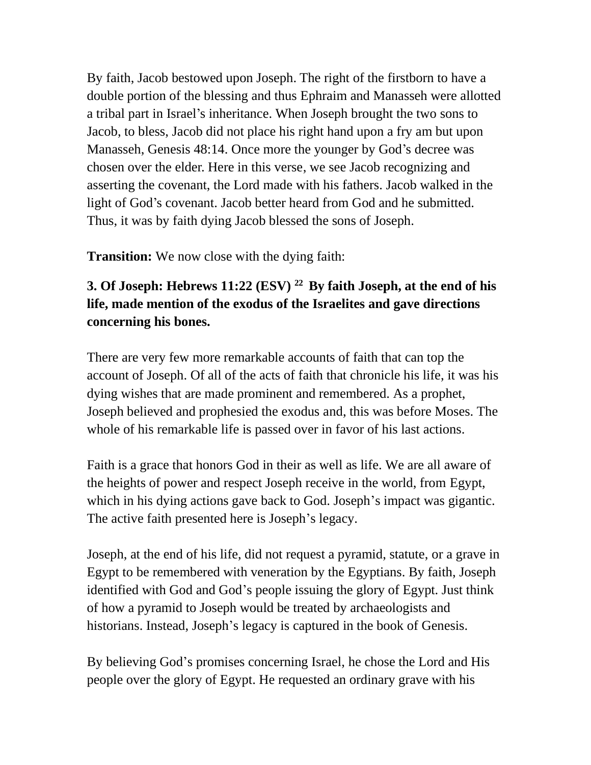By faith, Jacob bestowed upon Joseph. The right of the firstborn to have a double portion of the blessing and thus Ephraim and Manasseh were allotted a tribal part in Israel's inheritance. When Joseph brought the two sons to Jacob, to bless, Jacob did not place his right hand upon a fry am but upon Manasseh, Genesis 48:14. Once more the younger by God's decree was chosen over the elder. Here in this verse, we see Jacob recognizing and asserting the covenant, the Lord made with his fathers. Jacob walked in the light of God's covenant. Jacob better heard from God and he submitted. Thus, it was by faith dying Jacob blessed the sons of Joseph.

**Transition:** We now close with the dying faith:

### 3. Of Joseph: Hebrews 11:22 (ESV) [22] By faith Joseph, at the end of his life, made mention of the exodus of the Israelites and gave directions concerning his bones.

There are very few more remarkable accounts of faith that can top the account of Joseph. Of all of the acts of faith that chronicle his life, it was his dying wishes that are made prominent and remembered. As a prophet, Joseph believed and prophesied the exodus and, this was before Moses. The whole of his remarkable life is passed over in favor of his last actions.

Faith is a grace that honors God in their as well as life. We are all aware of the heights of power and respect Joseph receive in the world, from Egypt, which in his dying actions gave back to God. Joseph's impact was gigantic. The active faith presented here is Joseph's legacy.

Joseph, at the end of his life, did not request a pyramid, statute, or a grave in Egypt to be remembered with veneration by the Egyptians. By faith, Joseph identified with God and God's people issuing the glory of Egypt. Just think of how a pyramid to Joseph would be treated by archaeologists and historians. Instead, Joseph's legacy is captured in the book of Genesis.

By believing God's promises concerning Israel, he chose the Lord and His people over the glory of Egypt. He requested an ordinary grave with his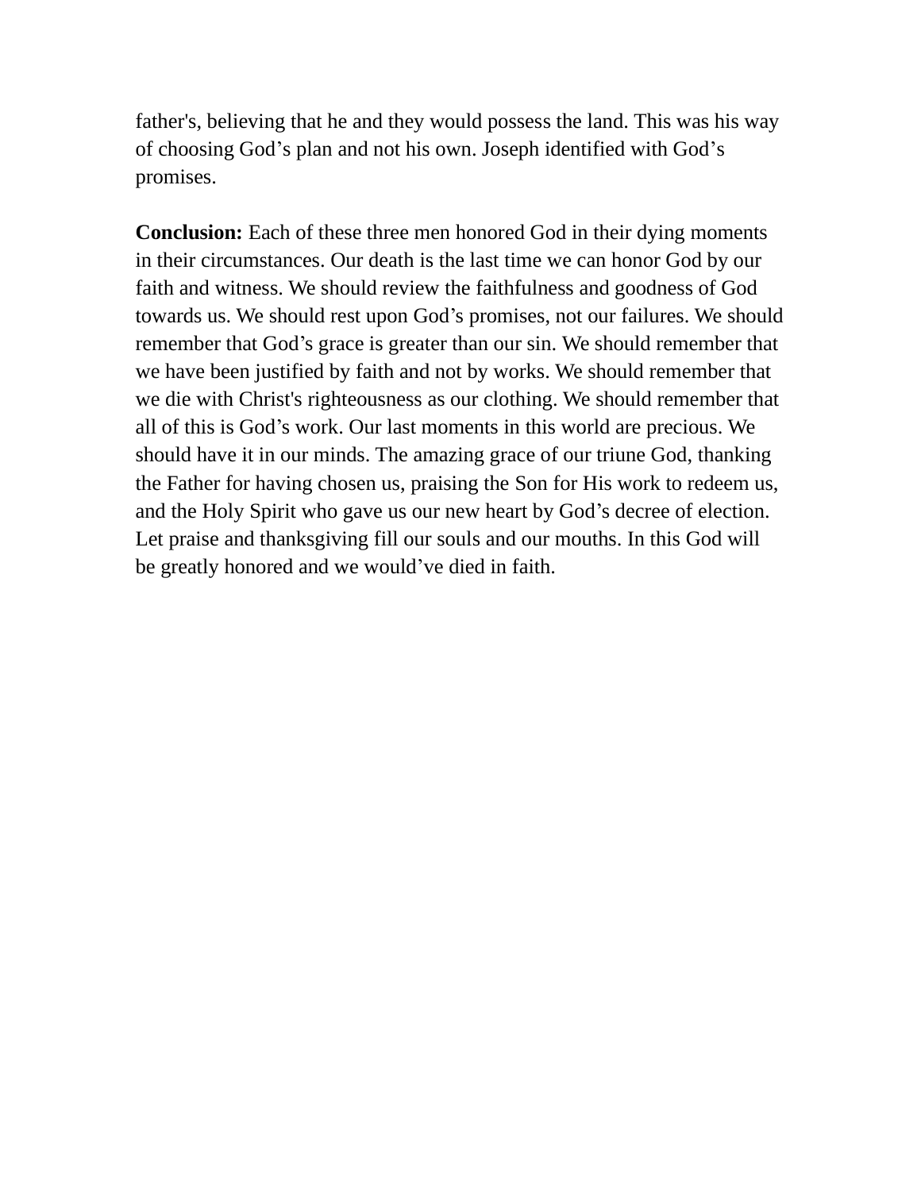father's, believing that he and they would possess the land. This was his way of choosing God's plan and not his own. Joseph identified with God's promises.

**Conclusion:** Each of these three men honored God in their dying moments in their circumstances. Our death is the last time we can honor God by our faith and witness. We should review the faithfulness and goodness of God towards us. We should rest upon God's promises, not our failures. We should remember that God's grace is greater than our sin. We should remember that we have been justified by faith and not by works. We should remember that we die with Christ's righteousness as our clothing. We should remember that all of this is God's work. Our last moments in this world are precious. We should have it in our minds. The amazing grace of our triune God, thanking the Father for having chosen us, praising the Son for His work to redeem us, and the Holy Spirit who gave us our new heart by God's decree of election. Let praise and thanksgiving fill our souls and our mouths. In this God will be greatly honored and we would've died in faith.